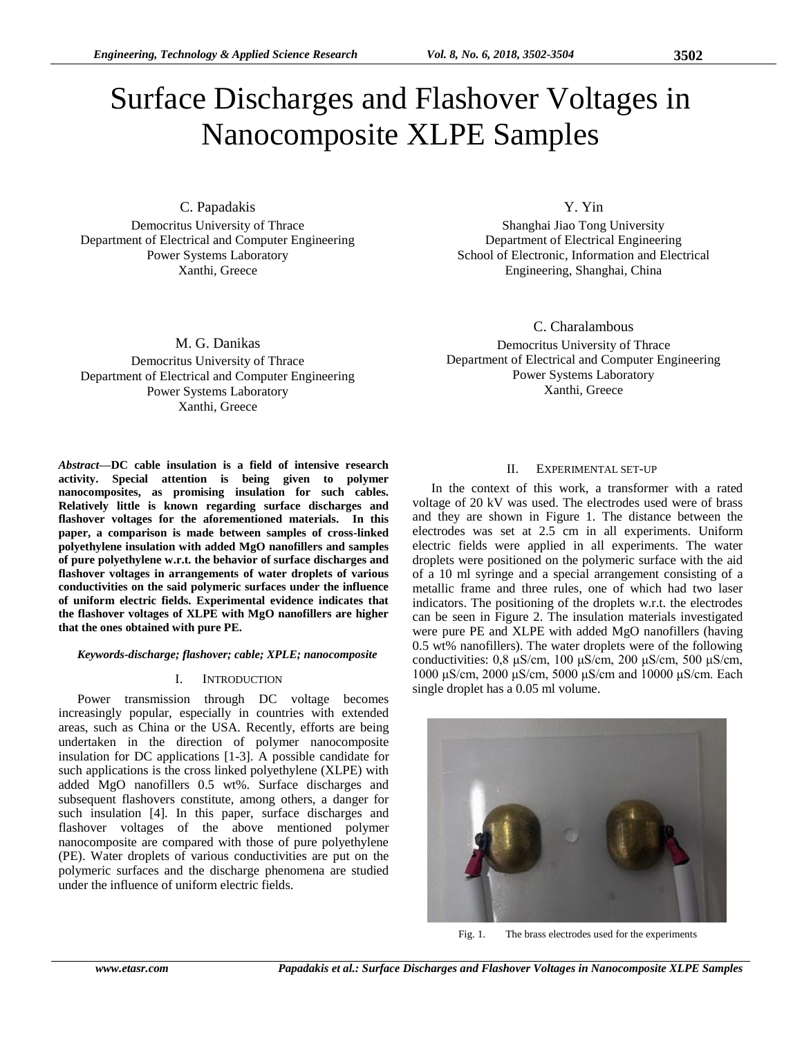# Surface Discharges and Flashover Voltages in Nanocomposite XLPE Samples

C. Papadakis
Democritus University of Thrace
Department of Electrical and Computer Engineering
Power Systems Laboratory
Xanthi, Greece

Y. Yin
Shanghai Jiao Tong University
Department of Electrical Engineering
School of Electronic, Information and Electrical Engineering, Shanghai, China

M. G. Danikas
Democritus University of Thrace
Department of Electrical and Computer Engineering
Power Systems Laboratory
Xanthi, Greece

C. Charalambous
Democritus University of Thrace
Department of Electrical and Computer Engineering
Power Systems Laboratory
Xanthi, Greece

***Abstract*—DC cable insulation is a field of intensive research activity. Special attention is being given to polymer nanocomposites, as promising insulation for such cables. Relatively little is known regarding surface discharges and flashover voltages for the aforementioned materials. In this paper, a comparison is made between samples of cross-linked polyethylene insulation with added MgO nanofillers and samples of pure polyethylene w.r.t. the behavior of surface discharges and flashover voltages in arrangements of water droplets of various conductivities on the said polymeric surfaces under the influence of uniform electric fields. Experimental evidence indicates that the flashover voltages of XLPE with MgO nanofillers are higher that the ones obtained with pure PE.**

***Keywords-discharge; flashover; cable; XPLE; nanocomposite***

## I. Introduction

Power transmission through DC voltage becomes increasingly popular, especially in countries with extended areas, such as China or the USA. Recently, efforts are being undertaken in the direction of polymer nanocomposite insulation for DC applications [1-3]. A possible candidate for such applications is the cross linked polyethylene (XLPE) with added MgO nanofillers 0.5 wt%. Surface discharges and subsequent flashovers constitute, among others, a danger for such insulation [4]. In this paper, surface discharges and flashover voltages of the above mentioned polymer nanocomposite are compared with those of pure polyethylene (PE). Water droplets of various conductivities are put on the polymeric surfaces and the discharge phenomena are studied under the influence of uniform electric fields.

## II. Experimental set-up

In the context of this work, a transformer with a rated voltage of 20 kV was used. The electrodes used were of brass and they are shown in Figure 1. The distance between the electrodes was set at 2.5 cm in all experiments. Uniform electric fields were applied in all experiments. The water droplets were positioned on the polymeric surface with the aid of a 10 ml syringe and a special arrangement consisting of a metallic frame and three rules, one of which had two laser indicators. The positioning of the droplets w.r.t. the electrodes can be seen in Figure 2. The insulation materials investigated were pure PE and XLPE with added MgO nanofillers (having 0.5 wt% nanofillers). The water droplets were of the following conductivities: 0,8 μS/cm, 100 μS/cm, 200 μS/cm, 500 μS/cm, 1000 μS/cm, 2000 μS/cm, 5000 μS/cm and 10000 μS/cm. Each single droplet has a 0.05 ml volume.

Fig. 1. The brass electrodes used for the experiments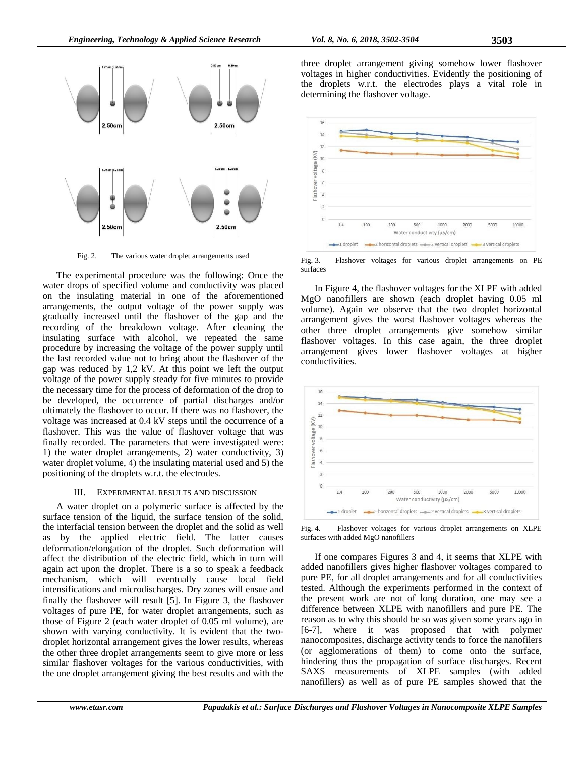Fig. 2. The various water droplet arrangements used

The experimental procedure was the following: Once the water drops of specified volume and conductivity was placed on the insulating material in one of the aforementioned arrangements, the output voltage of the power supply was gradually increased until the flashover of the gap and the recording of the breakdown voltage. After cleaning the insulating surface with alcohol, we repeated the same procedure by increasing the voltage of the power supply until the last recorded value not to bring about the flashover of the gap was reduced by 1,2 kV. At this point we left the output voltage of the power supply steady for five minutes to provide the necessary time for the process of deformation of the drop to be developed, the occurrence of partial discharges and/or ultimately the flashover to occur. If there was no flashover, the voltage was increased at 0.4 kV steps until the occurrence of a flashover. This was the value of flashover voltage that was finally recorded. The parameters that were investigated were: 1) the water droplet arrangements, 2) water conductivity, 3) water droplet volume, 4) the insulating material used and 5) the positioning of the droplets w.r.t. the electrodes.

## III. Experimental Results and Discussion

A water droplet on a polymeric surface is affected by the surface tension of the liquid, the surface tension of the solid, the interfacial tension between the droplet and the solid as well as by the applied electric field. The latter causes deformation/elongation of the droplet. Such deformation will affect the distribution of the electric field, which in turn will again act upon the droplet. There is a so to speak a feedback mechanism, which will eventually cause local field intensifications and microdischarges. Dry zones will ensue and finally the flashover will result [5]. In Figure 3, the flashover voltages of pure PE, for water droplet arrangements, such as those of Figure 2 (each water droplet of 0.05 ml volume), are shown with varying conductivity. It is evident that the two-droplet horizontal arrangement gives the lower results, whereas the other three droplet arrangements seem to give more or less similar flashover voltages for the various conductivities, with the one droplet arrangement giving the best results and with the three droplet arrangement giving somehow lower flashover voltages in higher conductivities. Evidently the positioning of the droplets w.r.t. the electrodes plays a vital role in determining the flashover voltage.

Fig. 3. Flashover voltages for various droplet arrangements on PE surfaces

In Figure 4, the flashover voltages for the XLPE with added MgO nanofillers are shown (each droplet having 0.05 ml volume). Again we observe that the two droplet horizontal arrangement gives the worst flashover voltages whereas the other three droplet arrangements give somehow similar flashover voltages. In this case again, the three droplet arrangement gives lower flashover voltages at higher conductivities.

Fig. 4. Flashover voltages for various droplet arrangements on XLPE surfaces with added MgO nanofillers

If one compares Figures 3 and 4, it seems that XLPE with added nanofillers gives higher flashover voltages compared to pure PE, for all droplet arrangements and for all conductivities tested. Although the experiments performed in the context of the present work are not of long duration, one may see a difference between XLPE with nanofillers and pure PE. The reason as to why this should be so was given some years ago in [6-7], where it was proposed that with polymer nanocomposites, discharge activity tends to force the nanofillers (or agglomerations of them) to come onto the surface, hindering thus the propagation of surface discharges. Recent SAXS measurements of XLPE samples (with added nanofillers) as well as of pure PE samples showed that the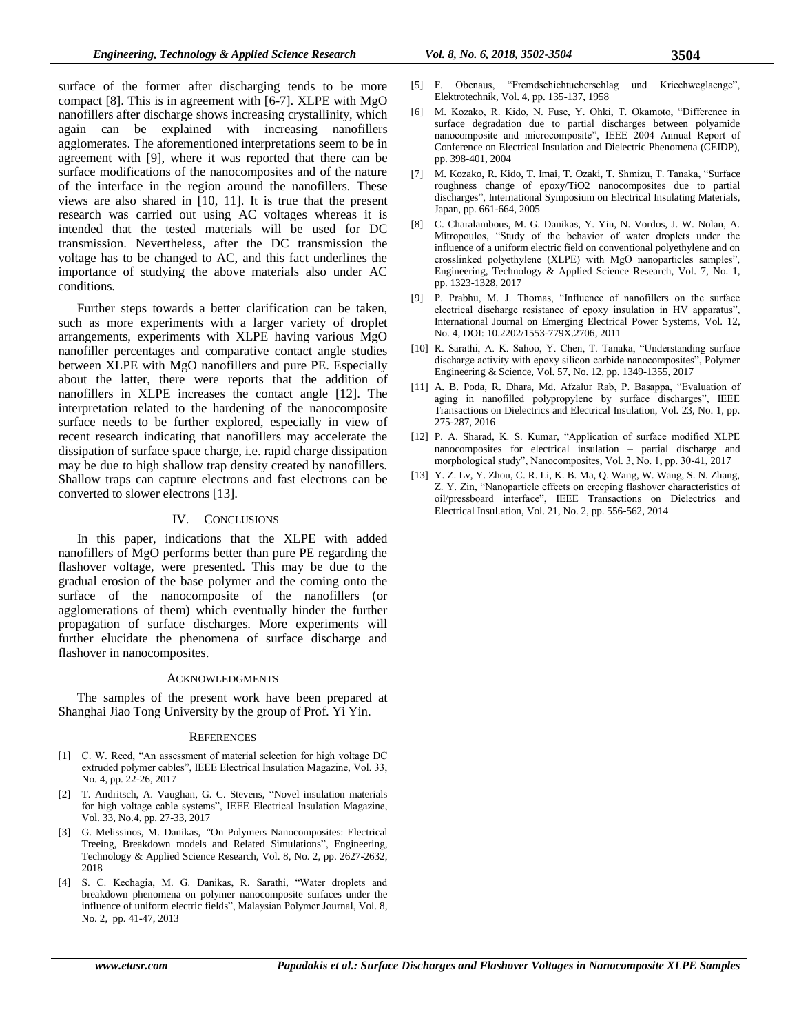surface of the former after discharging tends to be more compact [8]. This is in agreement with [6-7]. XLPE with MgO nanofillers after discharge shows increasing crystallinity, which again can be explained with increasing nanofillers agglomerates. The aforementioned interpretations seem to be in agreement with [9], where it was reported that there can be surface modifications of the nanocomposites and of the nature of the interface in the region around the nanofillers. These views are also shared in [10, 11]. It is true that the present research was carried out using AC voltages whereas it is intended that the tested materials will be used for DC transmission. Nevertheless, after the DC transmission the voltage has to be changed to AC, and this fact underlines the importance of studying the above materials also under AC conditions.

Further steps towards a better clarification can be taken, such as more experiments with a larger variety of droplet arrangements, experiments with XLPE having various MgO nanofiller percentages and comparative contact angle studies between XLPE with MgO nanofillers and pure PE. Especially about the latter, there were reports that the addition of nanofillers in XLPE increases the contact angle [12]. The interpretation related to the hardening of the nanocomposite surface needs to be further explored, especially in view of recent research indicating that nanofillers may accelerate the dissipation of surface space charge, i.e. rapid charge dissipation may be due to high shallow trap density created by nanofillers. Shallow traps can capture electrons and fast electrons can be converted to slower electrons [13].

## IV. CONCLUSIONS

In this paper, indications that the XLPE with added nanofillers of MgO performs better than pure PE regarding the flashover voltage, were presented. This may be due to the gradual erosion of the base polymer and the coming onto the surface of the nanocomposite of the nanofillers (or agglomerations of them) which eventually hinder the further propagation of surface discharges. More experiments will further elucidate the phenomena of surface discharge and flashover in nanocomposites.

## ACKNOWLEDGMENTS

The samples of the present work have been prepared at Shanghai Jiao Tong University by the group of Prof. Yi Yin.

## REFERENCES

[1] C. W. Reed, "An assessment of material selection for high voltage DC extruded polymer cables", IEEE Electrical Insulation Magazine, Vol. 33, No. 4, pp. 22-26, 2017

[2] T. Andritsch, A. Vaughan, G. C. Stevens, "Novel insulation materials for high voltage cable systems", IEEE Electrical Insulation Magazine, Vol. 33, No.4, pp. 27-33, 2017

[3] G. Melissinos, M. Danikas, "On Polymers Nanocomposites: Electrical Treeing, Breakdown models and Related Simulations", Engineering, Technology & Applied Science Research, Vol. 8, No. 2, pp. 2627-2632, 2018

[4] S. C. Kechagia, M. G. Danikas, R. Sarathi, "Water droplets and breakdown phenomena on polymer nanocomposite surfaces under the influence of uniform electric fields", Malaysian Polymer Journal, Vol. 8, No. 2, pp. 41-47, 2013

[5] F. Obenaus, "Fremdschichtueberschlag und Kriechweglaenge", Elektrotechnik, Vol. 4, pp. 135-137, 1958

[6] M. Kozako, R. Kido, N. Fuse, Y. Ohki, T. Okamoto, "Difference in surface degradation due to partial discharges between polyamide nanocomposite and microcomposite", IEEE 2004 Annual Report of Conference on Electrical Insulation and Dielectric Phenomena (CEIDP), pp. 398-401, 2004

[7] M. Kozako, R. Kido, T. Imai, T. Ozaki, T. Shmizu, T. Tanaka, "Surface roughness change of epoxy/TiO2 nanocomposites due to partial discharges", International Symposium on Electrical Insulating Materials, Japan, pp. 661-664, 2005

[8] C. Charalambous, M. G. Danikas, Y. Yin, N. Vordos, J. W. Nolan, A. Mitropoulos, "Study of the behavior of water droplets under the influence of a uniform electric field on conventional polyethylene and on crosslinked polyethylene (XLPE) with MgO nanoparticles samples", Engineering, Technology & Applied Science Research, Vol. 7, No. 1, pp. 1323-1328, 2017

[9] P. Prabhu, M. J. Thomas, "Influence of nanofillers on the surface electrical discharge resistance of epoxy insulation in HV apparatus", International Journal on Emerging Electrical Power Systems, Vol. 12, No. 4, DOI: 10.2202/1553-779X.2706, 2011

[10] R. Sarathi, A. K. Sahoo, Y. Chen, T. Tanaka, "Understanding surface discharge activity with epoxy silicon carbide nanocomposites", Polymer Engineering & Science, Vol. 57, No. 12, pp. 1349-1355, 2017

[11] A. B. Poda, R. Dhara, Md. Afzalur Rab, P. Basappa, "Evaluation of aging in nanofilled polypropylene by surface discharges", IEEE Transactions on Dielectrics and Electrical Insulation, Vol. 23, No. 1, pp. 275-287, 2016

[12] P. A. Sharad, K. S. Kumar, "Application of surface modified XLPE nanocomposites for electrical insulation – partial discharge and morphological study", Nanocomposites, Vol. 3, No. 1, pp. 30-41, 2017

[13] Y. Z. Lv, Y. Zhou, C. R. Li, K. B. Ma, Q. Wang, W. Wang, S. N. Zhang, Z. Y. Zin, "Nanoparticle effects on creeping flashover characteristics of oil/pressboard interface", IEEE Transactions on Dielectrics and Electrical Insul.ation, Vol. 21, No. 2, pp. 556-562, 2014